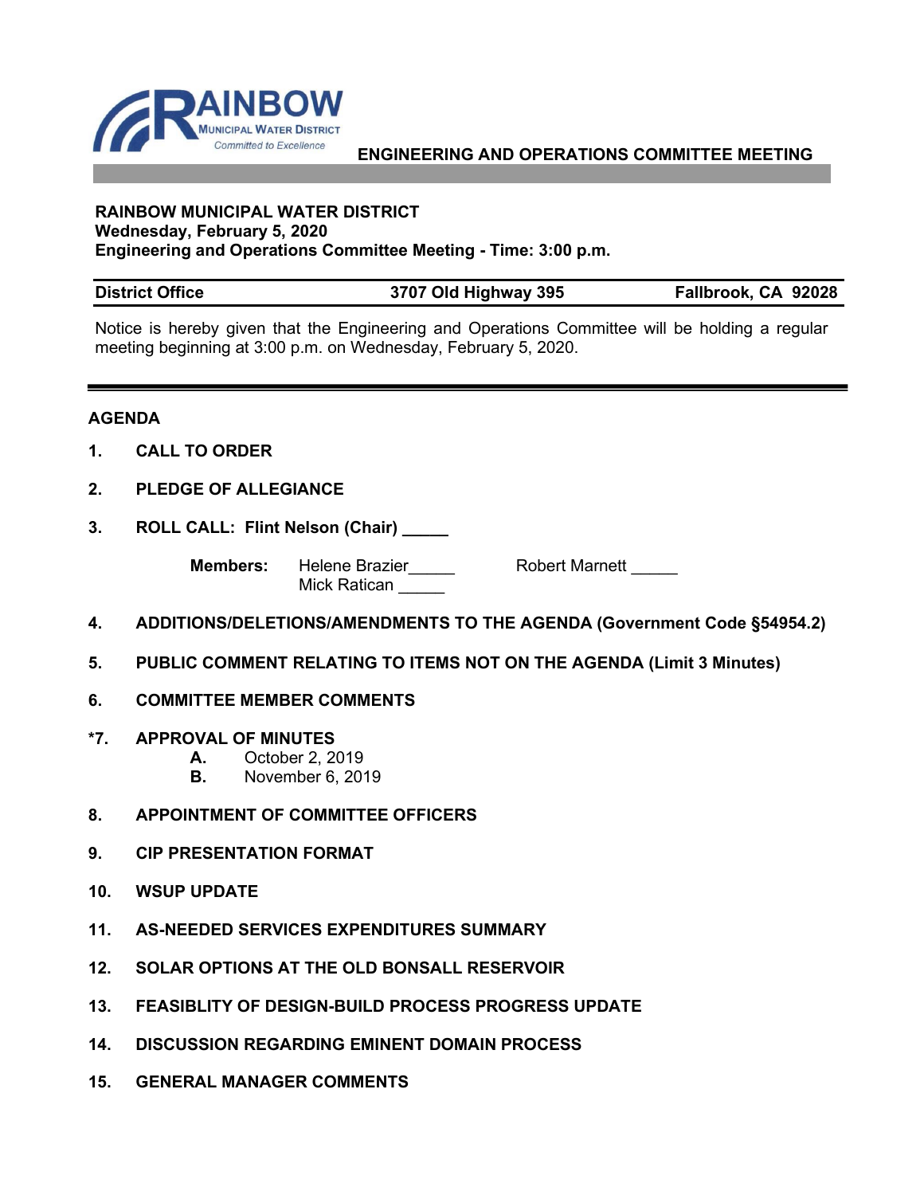**RAINBOW**
MUNICIPAL WATER DISTRICT
*Committed to Excellence*

**ENGINEERING AND OPERATIONS COMMITTEE MEETING**

**RAINBOW MUNICIPAL WATER DISTRICT**
**Wednesday, February 5, 2020**
**Engineering and Operations Committee Meeting - Time: 3:00 p.m.**

| **District Office** | **3707 Old Highway 395** | **Fallbrook, CA 92028** |
|---|---|---|

Notice is hereby given that the Engineering and Operations Committee will be holding a regular meeting beginning at 3:00 p.m. on Wednesday, February 5, 2020.

## AGENDA

**1. CALL TO ORDER**

**2. PLEDGE OF ALLEGIANCE**

**3. ROLL CALL: Flint Nelson (Chair) _____**

**Members:** Helene Brazier_____ Robert Marnett _____
Mick Ratican _____

**4. ADDITIONS/DELETIONS/AMENDMENTS TO THE AGENDA (Government Code §54954.2)**

**5. PUBLIC COMMENT RELATING TO ITEMS NOT ON THE AGENDA (Limit 3 Minutes)**

**6. COMMITTEE MEMBER COMMENTS**

**\*7. APPROVAL OF MINUTES**
- **A.** October 2, 2019
- **B.** November 6, 2019

**8. APPOINTMENT OF COMMITTEE OFFICERS**

**9. CIP PRESENTATION FORMAT**

**10. WSUP UPDATE**

**11. AS-NEEDED SERVICES EXPENDITURES SUMMARY**

**12. SOLAR OPTIONS AT THE OLD BONSALL RESERVOIR**

**13. FEASIBLITY OF DESIGN-BUILD PROCESS PROGRESS UPDATE**

**14. DISCUSSION REGARDING EMINENT DOMAIN PROCESS**

**15. GENERAL MANAGER COMMENTS**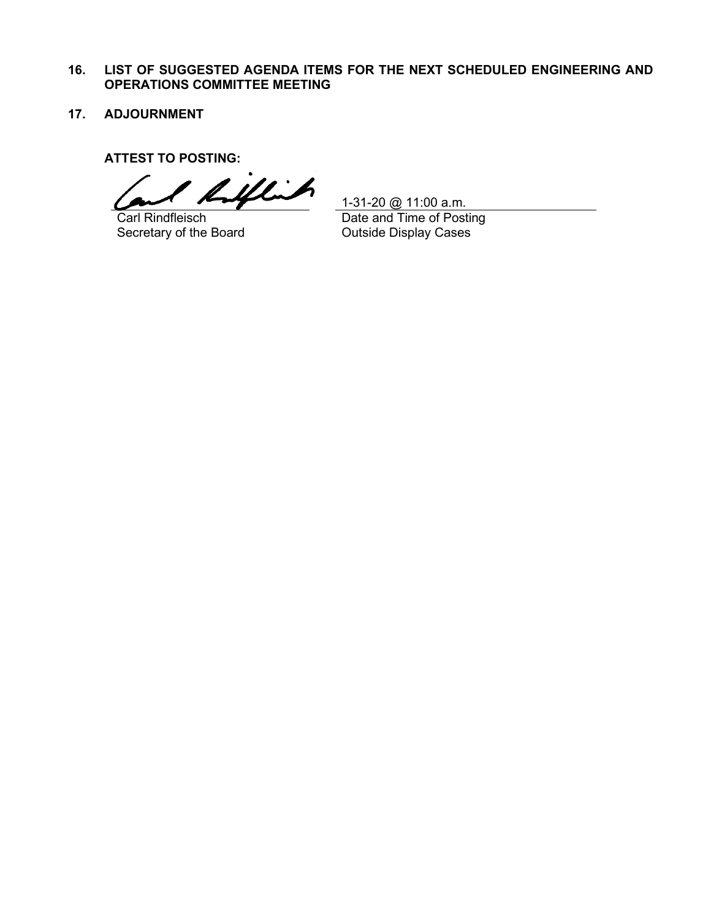**16. LIST OF SUGGESTED AGENDA ITEMS FOR THE NEXT SCHEDULED ENGINEERING AND OPERATIONS COMMITTEE MEETING**

**17. ADJOURNMENT**

**ATTEST TO POSTING:**

Carl Rindfleisch
Secretary of the Board

1-31-20 @ 11:00 a.m.
Date and Time of Posting
Outside Display Cases